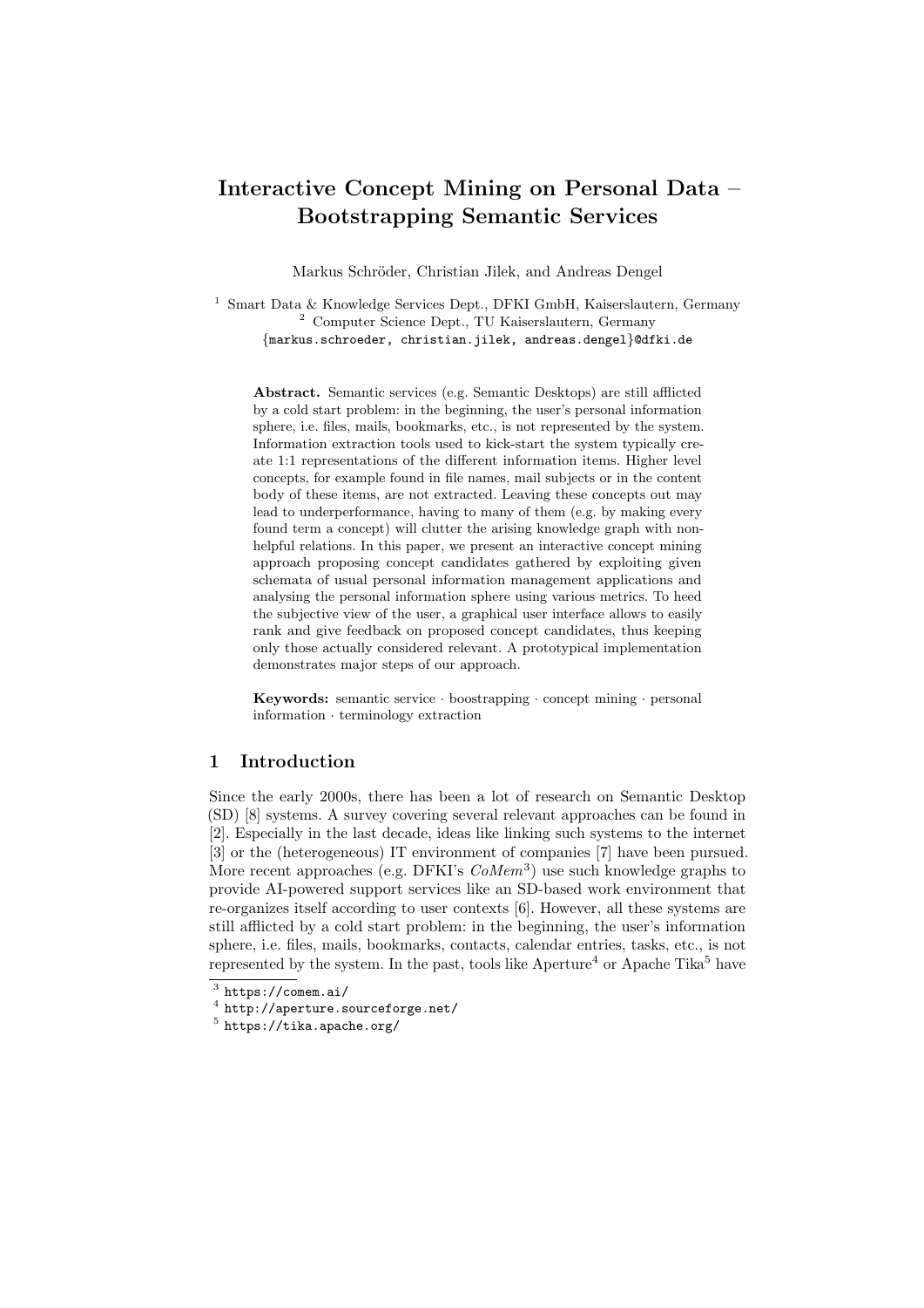# Interactive Concept Mining on Personal Data – Bootstrapping Semantic Services

Markus Schröder, Christian Jilek, and Andreas Dengel

[1] Smart Data & Knowledge Services Dept., DFKI GmbH, Kaiserslautern, Germany
[2] Computer Science Dept., TU Kaiserslautern, Germany
{markus.schroeder, christian.jilek, andreas.dengel}@dfki.de

**Abstract.** Semantic services (e.g. Semantic Desktops) are still afflicted by a cold start problem: in the beginning, the user's personal information sphere, i.e. files, mails, bookmarks, etc., is not represented by the system. Information extraction tools used to kick-start the system typically create 1:1 representations of the different information items. Higher level concepts, for example found in file names, mail subjects or in the content body of these items, are not extracted. Leaving these concepts out may lead to underperformance, having to many of them (e.g. by making every found term a concept) will clutter the arising knowledge graph with non-helpful relations. In this paper, we present an interactive concept mining approach proposing concept candidates gathered by exploiting given schemata of usual personal information management applications and analysing the personal information sphere using various metrics. To heed the subjective view of the user, a graphical user interface allows to easily rank and give feedback on proposed concept candidates, thus keeping only those actually considered relevant. A prototypical implementation demonstrates major steps of our approach.

**Keywords:** semantic service · boostrapping · concept mining · personal information · terminology extraction

## 1 Introduction

Since the early 2000s, there has been a lot of research on Semantic Desktop (SD) [8] systems. A survey covering several relevant approaches can be found in [2]. Especially in the last decade, ideas like linking such systems to the internet [3] or the (heterogeneous) IT environment of companies [7] have been pursued. More recent approaches (e.g. DFKI's *CoMem*[3]) use such knowledge graphs to provide AI-powered support services like an SD-based work environment that re-organizes itself according to user contexts [6]. However, all these systems are still afflicted by a cold start problem: in the beginning, the user's information sphere, i.e. files, mails, bookmarks, contacts, calendar entries, tasks, etc., is not represented by the system. In the past, tools like Aperture[4] or Apache Tika[5] have

[3] https://comem.ai/
[4] http://aperture.sourceforge.net/
[5] https://tika.apache.org/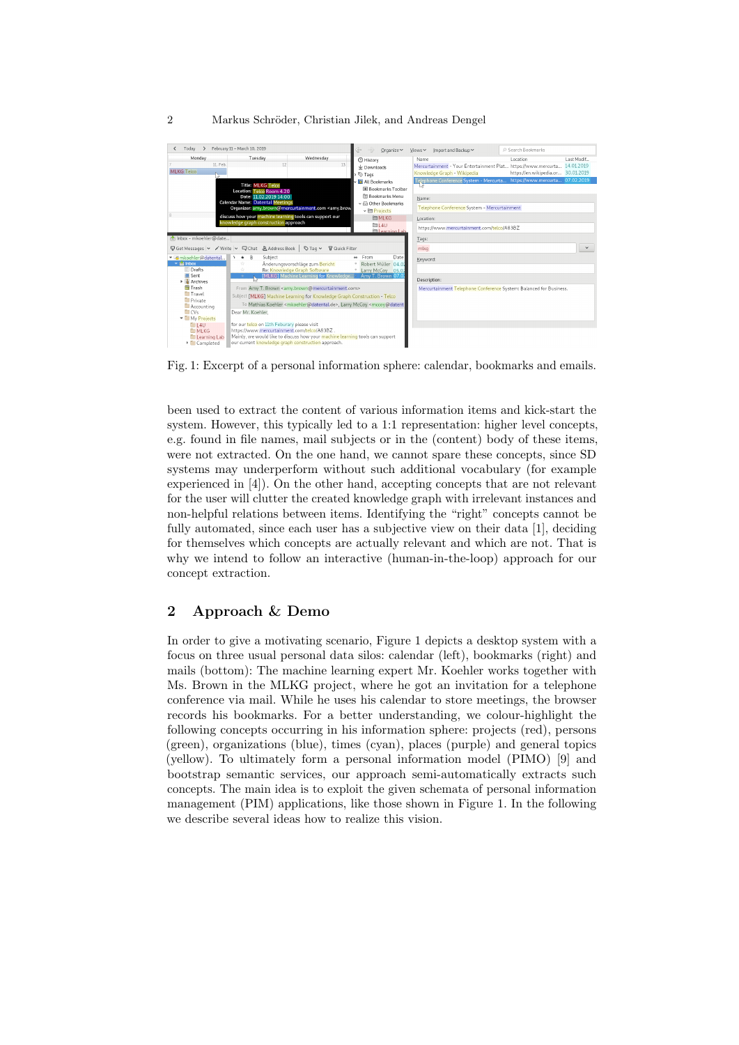Fig. 1: Excerpt of a personal information sphere: calendar, bookmarks and emails.

been used to extract the content of various information items and kick-start the system. However, this typically led to a 1:1 representation: higher level concepts, e.g. found in file names, mail subjects or in the (content) body of these items, were not extracted. On the one hand, we cannot spare these concepts, since SD systems may underperform without such additional vocabulary (for example experienced in [4]). On the other hand, accepting concepts that are not relevant for the user will clutter the created knowledge graph with irrelevant instances and non-helpful relations between items. Identifying the "right" concepts cannot be fully automated, since each user has a subjective view on their data [1], deciding for themselves which concepts are actually relevant and which are not. That is why we intend to follow an interactive (human-in-the-loop) approach for our concept extraction.

## 2 Approach & Demo

In order to give a motivating scenario, Figure 1 depicts a desktop system with a focus on three usual personal data silos: calendar (left), bookmarks (right) and mails (bottom): The machine learning expert Mr. Koehler works together with Ms. Brown in the MLKG project, where he got an invitation for a telephone conference via mail. While he uses his calendar to store meetings, the browser records his bookmarks. For a better understanding, we colour-highlight the following concepts occurring in his information sphere: projects (red), persons (green), organizations (blue), times (cyan), places (purple) and general topics (yellow). To ultimately form a personal information model (PIMO) [9] and bootstrap semantic services, our approach semi-automatically extracts such concepts. The main idea is to exploit the given schemata of personal information management (PIM) applications, like those shown in Figure 1. In the following we describe several ideas how to realize this vision.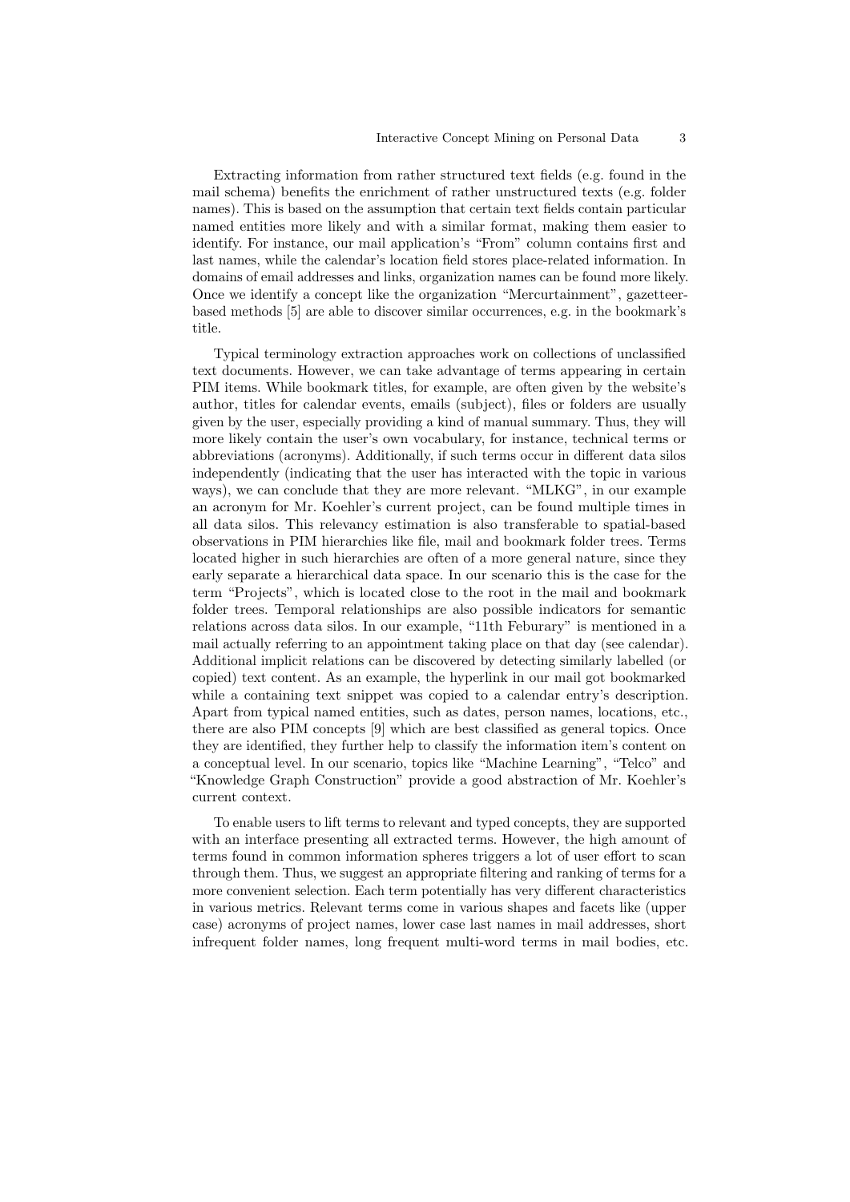Extracting information from rather structured text fields (e.g. found in the mail schema) benefits the enrichment of rather unstructured texts (e.g. folder names). This is based on the assumption that certain text fields contain particular named entities more likely and with a similar format, making them easier to identify. For instance, our mail application's "From" column contains first and last names, while the calendar's location field stores place-related information. In domains of email addresses and links, organization names can be found more likely. Once we identify a concept like the organization "Mercurtainment", gazetteer-based methods [5] are able to discover similar occurrences, e.g. in the bookmark's title.

Typical terminology extraction approaches work on collections of unclassified text documents. However, we can take advantage of terms appearing in certain PIM items. While bookmark titles, for example, are often given by the website's author, titles for calendar events, emails (subject), files or folders are usually given by the user, especially providing a kind of manual summary. Thus, they will more likely contain the user's own vocabulary, for instance, technical terms or abbreviations (acronyms). Additionally, if such terms occur in different data silos independently (indicating that the user has interacted with the topic in various ways), we can conclude that they are more relevant. "MLKG", in our example an acronym for Mr. Koehler's current project, can be found multiple times in all data silos. This relevancy estimation is also transferable to spatial-based observations in PIM hierarchies like file, mail and bookmark folder trees. Terms located higher in such hierarchies are often of a more general nature, since they early separate a hierarchical data space. In our scenario this is the case for the term "Projects", which is located close to the root in the mail and bookmark folder trees. Temporal relationships are also possible indicators for semantic relations across data silos. In our example, "11th Feburary" is mentioned in a mail actually referring to an appointment taking place on that day (see calendar). Additional implicit relations can be discovered by detecting similarly labelled (or copied) text content. As an example, the hyperlink in our mail got bookmarked while a containing text snippet was copied to a calendar entry's description. Apart from typical named entities, such as dates, person names, locations, etc., there are also PIM concepts [9] which are best classified as general topics. Once they are identified, they further help to classify the information item's content on a conceptual level. In our scenario, topics like "Machine Learning", "Telco" and "Knowledge Graph Construction" provide a good abstraction of Mr. Koehler's current context.

To enable users to lift terms to relevant and typed concepts, they are supported with an interface presenting all extracted terms. However, the high amount of terms found in common information spheres triggers a lot of user effort to scan through them. Thus, we suggest an appropriate filtering and ranking of terms for a more convenient selection. Each term potentially has very different characteristics in various metrics. Relevant terms come in various shapes and facets like (upper case) acronyms of project names, lower case last names in mail addresses, short infrequent folder names, long frequent multi-word terms in mail bodies, etc.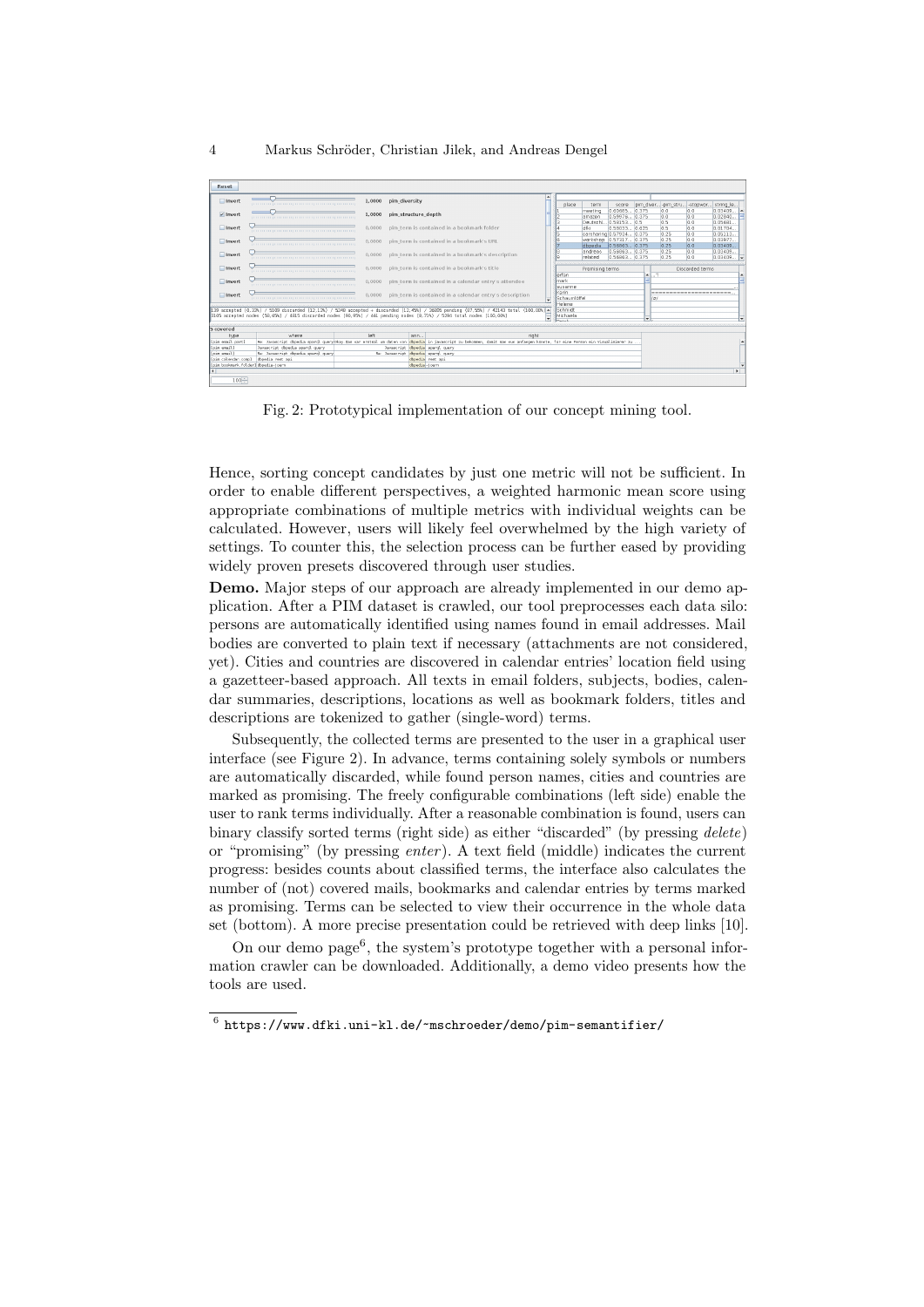Fig. 2: Prototypical implementation of our concept mining tool.

Hence, sorting concept candidates by just one metric will not be sufficient. In order to enable different perspectives, a weighted harmonic mean score using appropriate combinations of multiple metrics with individual weights can be calculated. However, users will likely feel overwhelmed by the high variety of settings. To counter this, the selection process can be further eased by providing widely proven presets discovered through user studies.

**Demo.** Major steps of our approach are already implemented in our demo application. After a PIM dataset is crawled, our tool preprocesses each data silo: persons are automatically identified using names found in email addresses. Mail bodies are converted to plain text if necessary (attachments are not considered, yet). Cities and countries are discovered in calendar entries' location field using a gazetteer-based approach. All texts in email folders, subjects, bodies, calendar summaries, descriptions, locations as well as bookmark folders, titles and descriptions are tokenized to gather (single-word) terms.

Subsequently, the collected terms are presented to the user in a graphical user interface (see Figure 2). In advance, terms containing solely symbols or numbers are automatically discarded, while found person names, cities and countries are marked as promising. The freely configurable combinations (left side) enable the user to rank terms individually. After a reasonable combination is found, users can binary classify sorted terms (right side) as either "discarded" (by pressing *delete*) or "promising" (by pressing *enter*). A text field (middle) indicates the current progress: besides counts about classified terms, the interface also calculates the number of (not) covered mails, bookmarks and calendar entries by terms marked as promising. Terms can be selected to view their occurrence in the whole data set (bottom). A more precise presentation could be retrieved with deep links [10].

On our demo page[6], the system's prototype together with a personal information crawler can be downloaded. Additionally, a demo video presents how the tools are used.

---

[6] https://www.dfki.uni-kl.de/~mschroeder/demo/pim-semantifier/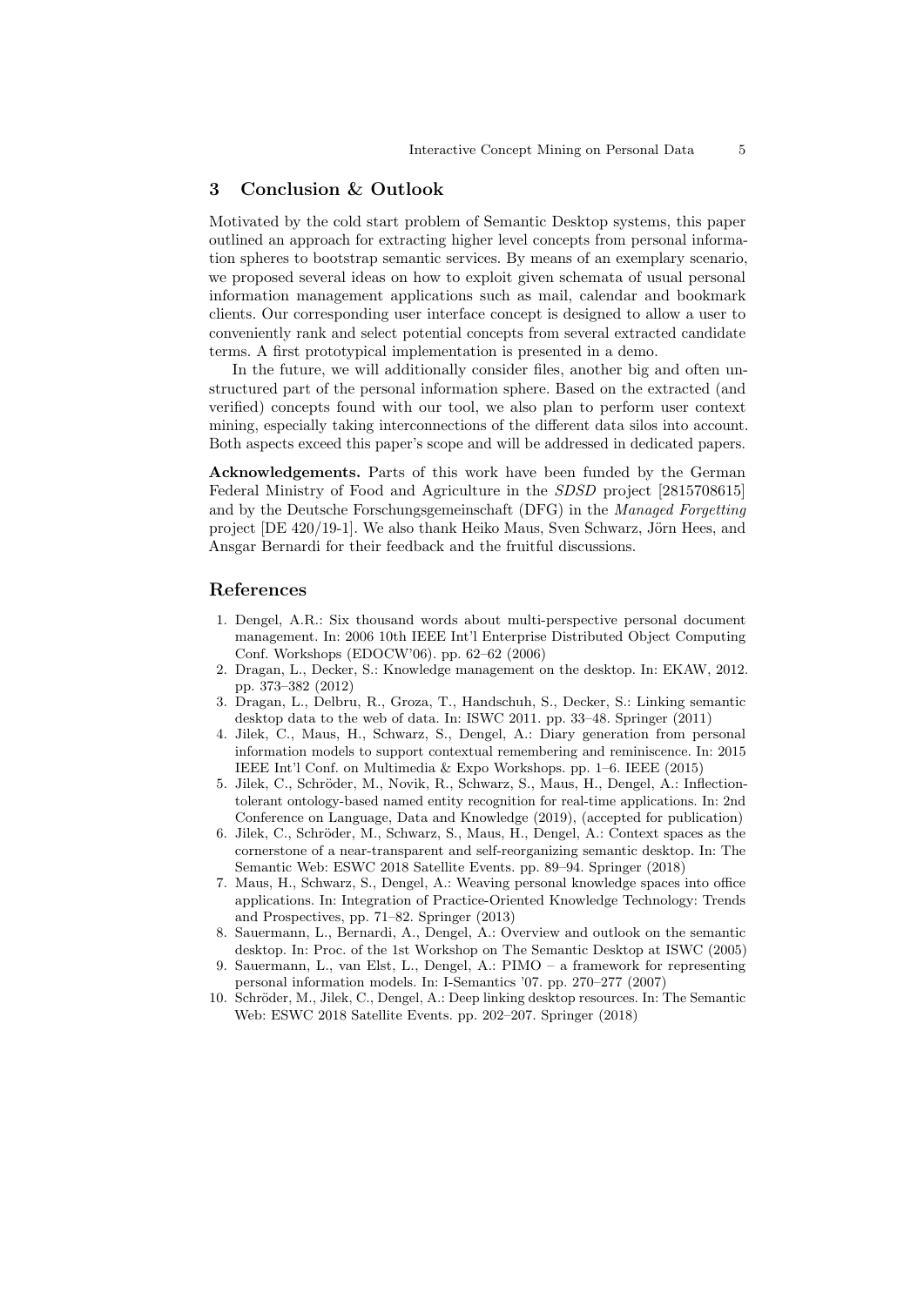## 3 Conclusion & Outlook

Motivated by the cold start problem of Semantic Desktop systems, this paper outlined an approach for extracting higher level concepts from personal information spheres to bootstrap semantic services. By means of an exemplary scenario, we proposed several ideas on how to exploit given schemata of usual personal information management applications such as mail, calendar and bookmark clients. Our corresponding user interface concept is designed to allow a user to conveniently rank and select potential concepts from several extracted candidate terms. A first prototypical implementation is presented in a demo.

In the future, we will additionally consider files, another big and often unstructured part of the personal information sphere. Based on the extracted (and verified) concepts found with our tool, we also plan to perform user context mining, especially taking interconnections of the different data silos into account. Both aspects exceed this paper's scope and will be addressed in dedicated papers.

**Acknowledgements.** Parts of this work have been funded by the German Federal Ministry of Food and Agriculture in the *SDSD* project [2815708615] and by the Deutsche Forschungsgemeinschaft (DFG) in the *Managed Forgetting* project [DE 420/19-1]. We also thank Heiko Maus, Sven Schwarz, Jörn Hees, and Ansgar Bernardi for their feedback and the fruitful discussions.

## References

1. Dengel, A.R.: Six thousand words about multi-perspective personal document management. In: 2006 10th IEEE Int'l Enterprise Distributed Object Computing Conf. Workshops (EDOCW'06). pp. 62–62 (2006)
2. Dragan, L., Decker, S.: Knowledge management on the desktop. In: EKAW, 2012. pp. 373–382 (2012)
3. Dragan, L., Delbru, R., Groza, T., Handschuh, S., Decker, S.: Linking semantic desktop data to the web of data. In: ISWC 2011. pp. 33–48. Springer (2011)
4. Jilek, C., Maus, H., Schwarz, S., Dengel, A.: Diary generation from personal information models to support contextual remembering and reminiscence. In: 2015 IEEE Int'l Conf. on Multimedia & Expo Workshops. pp. 1–6. IEEE (2015)
5. Jilek, C., Schröder, M., Novik, R., Schwarz, S., Maus, H., Dengel, A.: Inflection-tolerant ontology-based named entity recognition for real-time applications. In: 2nd Conference on Language, Data and Knowledge (2019), (accepted for publication)
6. Jilek, C., Schröder, M., Schwarz, S., Maus, H., Dengel, A.: Context spaces as the cornerstone of a near-transparent and self-reorganizing semantic desktop. In: The Semantic Web: ESWC 2018 Satellite Events. pp. 89–94. Springer (2018)
7. Maus, H., Schwarz, S., Dengel, A.: Weaving personal knowledge spaces into office applications. In: Integration of Practice-Oriented Knowledge Technology: Trends and Prospectives, pp. 71–82. Springer (2013)
8. Sauermann, L., Bernardi, A., Dengel, A.: Overview and outlook on the semantic desktop. In: Proc. of the 1st Workshop on The Semantic Desktop at ISWC (2005)
9. Sauermann, L., van Elst, L., Dengel, A.: PIMO – a framework for representing personal information models. In: I-Semantics '07. pp. 270–277 (2007)
10. Schröder, M., Jilek, C., Dengel, A.: Deep linking desktop resources. In: The Semantic Web: ESWC 2018 Satellite Events. pp. 202–207. Springer (2018)